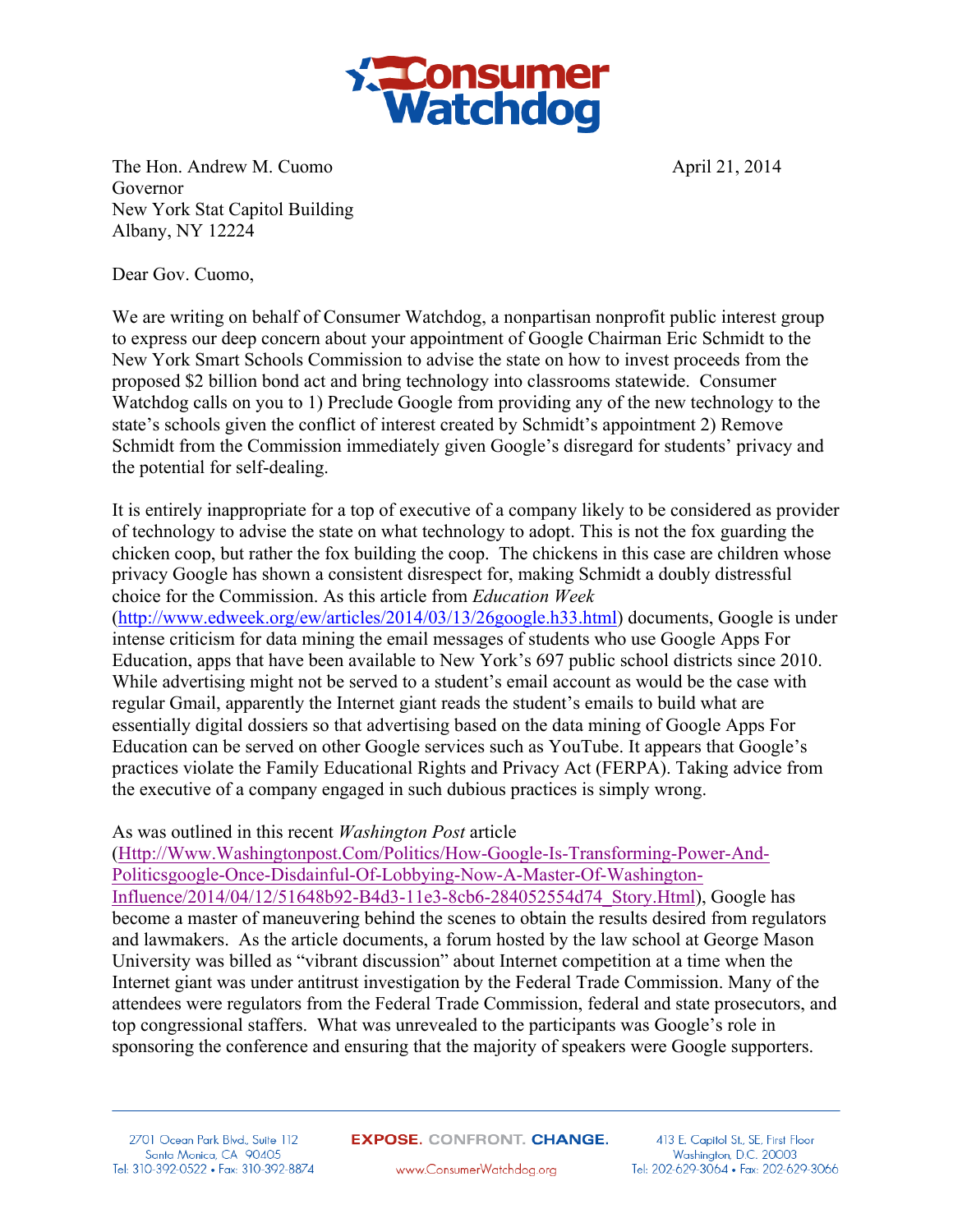**Consumer Watchdog**

The Hon. Andrew M. Cuomo
Governor
New York Stat Capitol Building
Albany, NY 12224

April 21, 2014

Dear Gov. Cuomo,

We are writing on behalf of Consumer Watchdog, a nonpartisan nonprofit public interest group to express our deep concern about your appointment of Google Chairman Eric Schmidt to the New York Smart Schools Commission to advise the state on how to invest proceeds from the proposed $2 billion bond act and bring technology into classrooms statewide. Consumer Watchdog calls on you to 1) Preclude Google from providing any of the new technology to the state's schools given the conflict of interest created by Schmidt's appointment 2) Remove Schmidt from the Commission immediately given Google's disregard for students' privacy and the potential for self-dealing.

It is entirely inappropriate for a top of executive of a company likely to be considered as provider of technology to advise the state on what technology to adopt. This is not the fox guarding the chicken coop, but rather the fox building the coop. The chickens in this case are children whose privacy Google has shown a consistent disrespect for, making Schmidt a doubly distressful choice for the Commission. As this article from *Education Week* (http://www.edweek.org/ew/articles/2014/03/13/26google.h33.html) documents, Google is under intense criticism for data mining the email messages of students who use Google Apps For Education, apps that have been available to New York's 697 public school districts since 2010. While advertising might not be served to a student's email account as would be the case with regular Gmail, apparently the Internet giant reads the student's emails to build what are essentially digital dossiers so that advertising based on the data mining of Google Apps For Education can be served on other Google services such as YouTube. It appears that Google's practices violate the Family Educational Rights and Privacy Act (FERPA). Taking advice from the executive of a company engaged in such dubious practices is simply wrong.

As was outlined in this recent *Washington Post* article (Http://Www.Washingtonpost.Com/Politics/How-Google-Is-Transforming-Power-And-Politicsgoogle-Once-Disdainful-Of-Lobbying-Now-A-Master-Of-Washington-Influence/2014/04/12/51648b92-B4d3-11e3-8cb6-284052554d74_Story.Html), Google has become a master of maneuvering behind the scenes to obtain the results desired from regulators and lawmakers. As the article documents, a forum hosted by the law school at George Mason University was billed as "vibrant discussion" about Internet competition at a time when the Internet giant was under antitrust investigation by the Federal Trade Commission. Many of the attendees were regulators from the Federal Trade Commission, federal and state prosecutors, and top congressional staffers. What was unrevealed to the participants was Google's role in sponsoring the conference and ensuring that the majority of speakers were Google supporters.

2701 Ocean Park Blvd., Suite 112
Santa Monica, CA 90405
Tel: 310-392-0522 • Fax: 310-392-8874

EXPOSE. CONFRONT. CHANGE.
www.ConsumerWatchdog.org

413 E. Capitol St., SE, First Floor
Washington, D.C. 20003
Tel: 202-629-3064 • Fax: 202-629-3066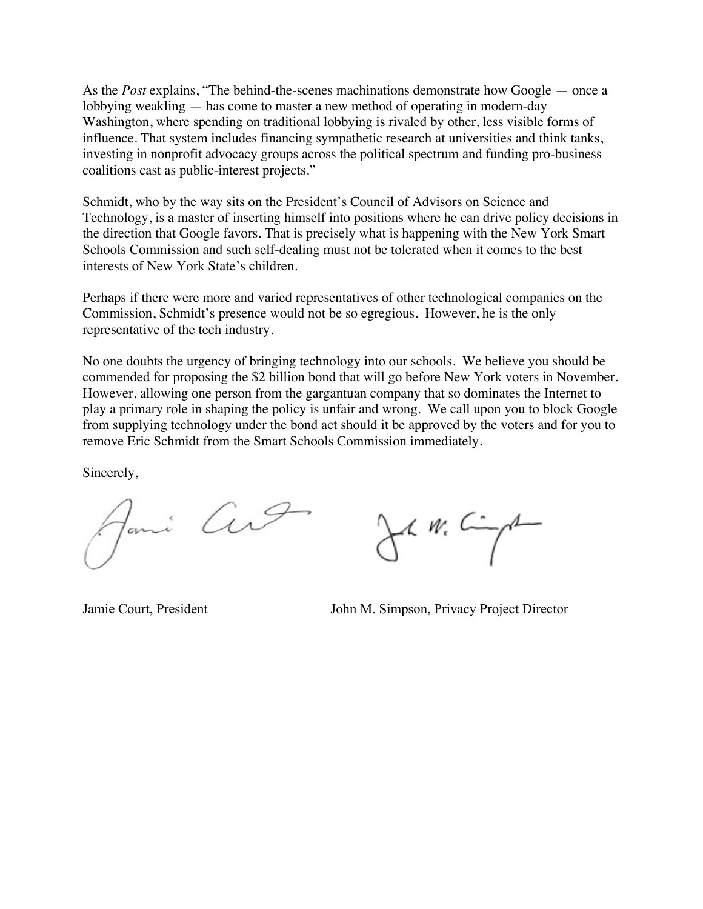As the *Post* explains, "The behind-the-scenes machinations demonstrate how Google — once a lobbying weakling — has come to master a new method of operating in modern-day Washington, where spending on traditional lobbying is rivaled by other, less visible forms of influence. That system includes financing sympathetic research at universities and think tanks, investing in nonprofit advocacy groups across the political spectrum and funding pro-business coalitions cast as public-interest projects."

Schmidt, who by the way sits on the President's Council of Advisors on Science and Technology, is a master of inserting himself into positions where he can drive policy decisions in the direction that Google favors. That is precisely what is happening with the New York Smart Schools Commission and such self-dealing must not be tolerated when it comes to the best interests of New York State's children.

Perhaps if there were more and varied representatives of other technological companies on the Commission, Schmidt's presence would not be so egregious. However, he is the only representative of the tech industry.

No one doubts the urgency of bringing technology into our schools. We believe you should be commended for proposing the $2 billion bond that will go before New York voters in November. However, allowing one person from the gargantuan company that so dominates the Internet to play a primary role in shaping the policy is unfair and wrong. We call upon you to block Google from supplying technology under the bond act should it be approved by the voters and for you to remove Eric Schmidt from the Smart Schools Commission immediately.

Sincerely,

Jamie Court, President

John M. Simpson, Privacy Project Director